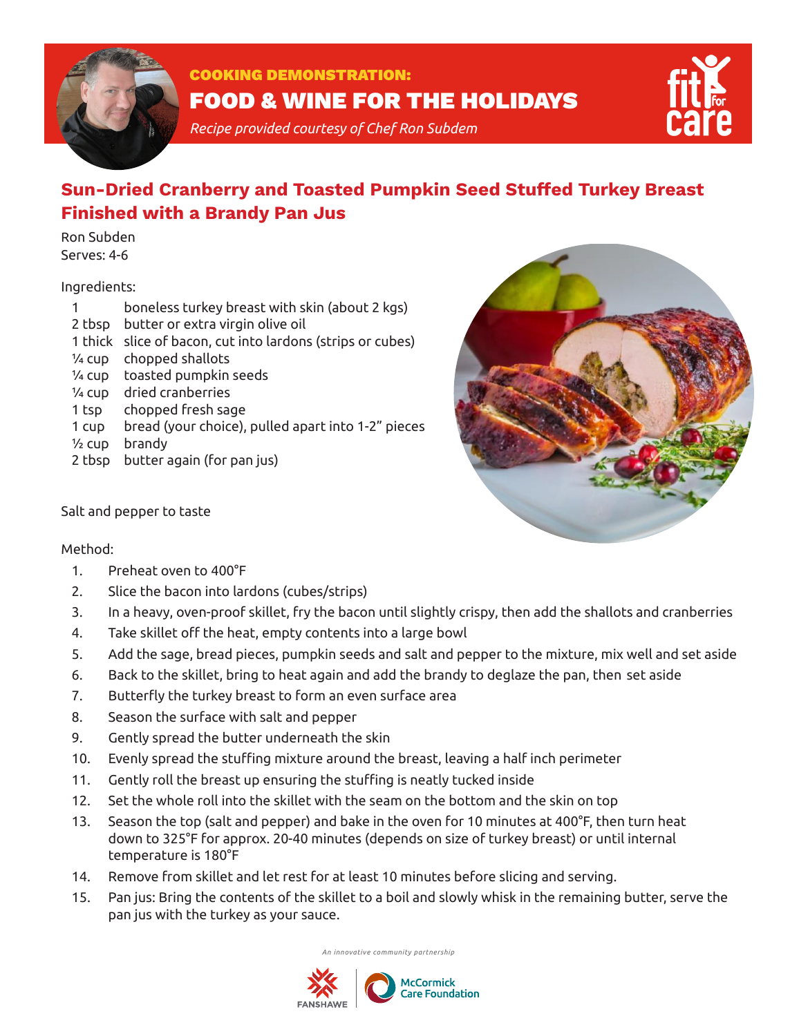**COOKING DEMONSTRATION:**

# FOOD & WINE FOR THE HOLIDAYS

*Recipe provided courtesy of Chef Ron Subdem*

## Sun-Dried Cranberry and Toasted Pumpkin Seed Stuffed Turkey Breast Finished with a Brandy Pan Jus

Ron Subden
Serves: 4-6

Ingredients:

| | |
|---|---|
| 1 | boneless turkey breast with skin (about 2 kgs) |
| 2 tbsp | butter or extra virgin olive oil |
| 1 thick | slice of bacon, cut into lardons (strips or cubes) |
| ¼ cup | chopped shallots |
| ¼ cup | toasted pumpkin seeds |
| ¼ cup | dried cranberries |
| 1 tsp | chopped fresh sage |
| 1 cup | bread (your choice), pulled apart into 1-2" pieces |
| ½ cup | brandy |
| 2 tbsp | butter again (for pan jus) |

Salt and pepper to taste

Method:

1. Preheat oven to 400˚F
2. Slice the bacon into lardons (cubes/strips)
3. In a heavy, oven-proof skillet, fry the bacon until slightly crispy, then add the shallots and cranberries
4. Take skillet off the heat, empty contents into a large bowl
5. Add the sage, bread pieces, pumpkin seeds and salt and pepper to the mixture, mix well and set aside
6. Back to the skillet, bring to heat again and add the brandy to deglaze the pan, then set aside
7. Butterfly the turkey breast to form an even surface area
8. Season the surface with salt and pepper
9. Gently spread the butter underneath the skin
10. Evenly spread the stuffing mixture around the breast, leaving a half inch perimeter
11. Gently roll the breast up ensuring the stuffing is neatly tucked inside
12. Set the whole roll into the skillet with the seam on the bottom and the skin on top
13. Season the top (salt and pepper) and bake in the oven for 10 minutes at 400˚F, then turn heat down to 325˚F for approx. 20-40 minutes (depends on size of turkey breast) or until internal temperature is 180˚F
14. Remove from skillet and let rest for at least 10 minutes before slicing and serving.
15. Pan jus: Bring the contents of the skillet to a boil and slowly whisk in the remaining butter, serve the pan jus with the turkey as your sauce.

*An innovative community partnership*

FANSHAWE | McCormick Care Foundation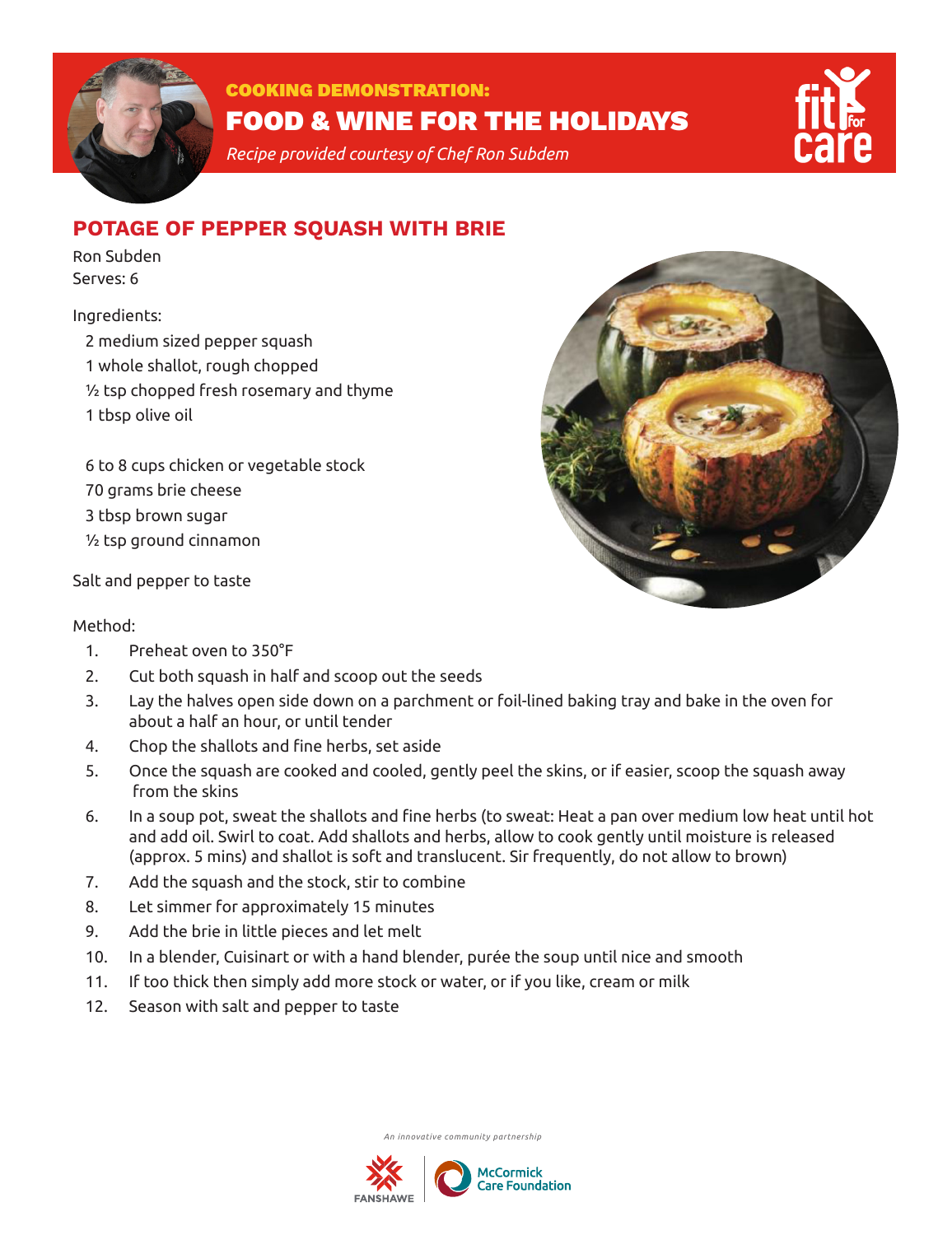**COOKING DEMONSTRATION:**

# FOOD & WINE FOR THE HOLIDAYS

*Recipe provided courtesy of Chef Ron Subdem*

## POTAGE OF PEPPER SQUASH WITH BRIE

Ron Subden
Serves: 6

Ingredients:

- 2 medium sized pepper squash
- 1 whole shallot, rough chopped
- ½ tsp chopped fresh rosemary and thyme
- 1 tbsp olive oil

- 6 to 8 cups chicken or vegetable stock
- 70 grams brie cheese
- 3 tbsp brown sugar
- ½ tsp ground cinnamon

Salt and pepper to taste

Method:

1. Preheat oven to 350°F
2. Cut both squash in half and scoop out the seeds
3. Lay the halves open side down on a parchment or foil-lined baking tray and bake in the oven for about a half an hour, or until tender
4. Chop the shallots and fine herbs, set aside
5. Once the squash are cooked and cooled, gently peel the skins, or if easier, scoop the squash away from the skins
6. In a soup pot, sweat the shallots and fine herbs (to sweat: Heat a pan over medium low heat until hot and add oil. Swirl to coat. Add shallots and herbs, allow to cook gently until moisture is released (approx. 5 mins) and shallot is soft and translucent. Sir frequently, do not allow to brown)
7. Add the squash and the stock, stir to combine
8. Let simmer for approximately 15 minutes
9. Add the brie in little pieces and let melt
10. In a blender, Cuisinart or with a hand blender, purée the soup until nice and smooth
11. If too thick then simply add more stock or water, or if you like, cream or milk
12. Season with salt and pepper to taste

*An innovative community partnership*

FANSHAWE | McCormick Care Foundation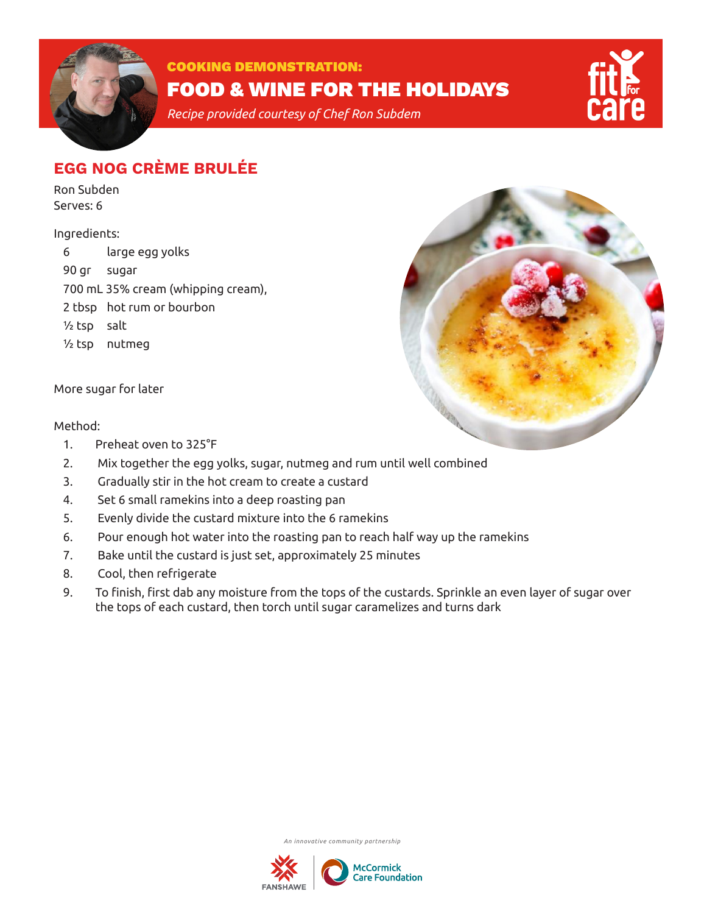**COOKING DEMONSTRATION:**

# FOOD & WINE FOR THE HOLIDAYS

*Recipe provided courtesy of Chef Ron Subdem*

## EGG NOG CRÈME BRULÉE

Ron Subden
Serves: 6

Ingredients:

- 6 large egg yolks
- 90 gr sugar
- 700 mL 35% cream (whipping cream),
- 2 tbsp hot rum or bourbon
- ½ tsp salt
- ½ tsp nutmeg

More sugar for later

Method:

1. Preheat oven to 325°F
2. Mix together the egg yolks, sugar, nutmeg and rum until well combined
3. Gradually stir in the hot cream to create a custard
4. Set 6 small ramekins into a deep roasting pan
5. Evenly divide the custard mixture into the 6 ramekins
6. Pour enough hot water into the roasting pan to reach half way up the ramekins
7. Bake until the custard is just set, approximately 25 minutes
8. Cool, then refrigerate
9. To finish, first dab any moisture from the tops of the custards. Sprinkle an even layer of sugar over the tops of each custard, then torch until sugar caramelizes and turns dark

*An innovative community partnership*

FANSHAWE | McCormick Care Foundation